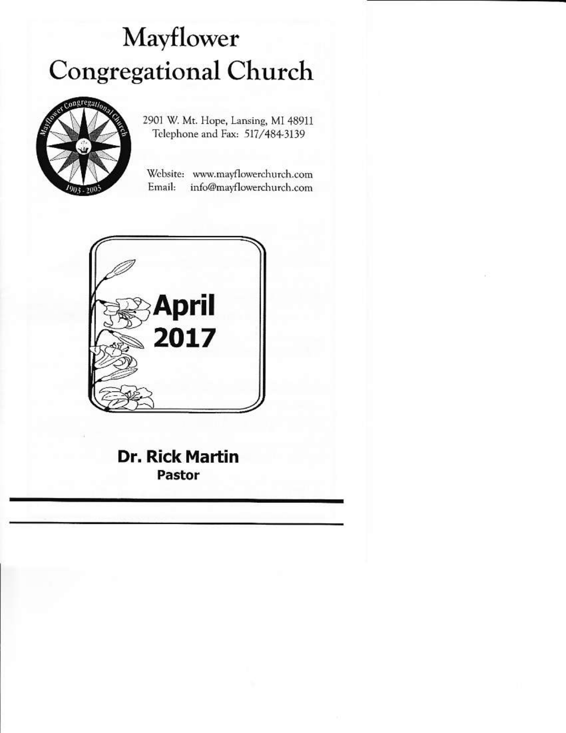# Mayflower Congregational Church

2901 W. Mt. Hope, Lansing, MI 48911
Telephone and Fax: 517/484-3139

Website: www.mayflowerchurch.com
Email: info@mayflowerchurch.com

## April 2017

**Dr. Rick Martin**
**Pastor**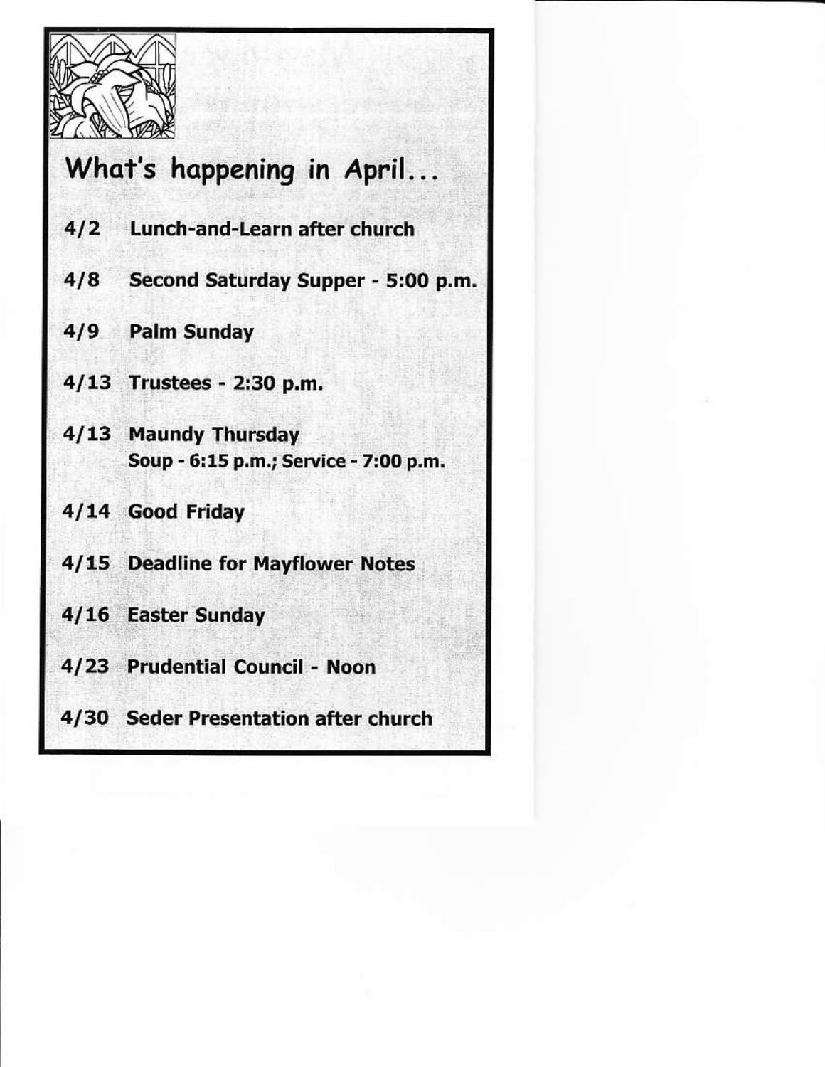## What's happening in April...

**4/2** **Lunch-and-Learn after church**

**4/8** **Second Saturday Supper - 5:00 p.m.**

**4/9** **Palm Sunday**

**4/13** **Trustees - 2:30 p.m.**

**4/13** **Maundy Thursday**
**Soup - 6:15 p.m.; Service - 7:00 p.m.**

**4/14** **Good Friday**

**4/15** **Deadline for Mayflower Notes**

**4/16** **Easter Sunday**

**4/23** **Prudential Council - Noon**

**4/30** **Seder Presentation after church**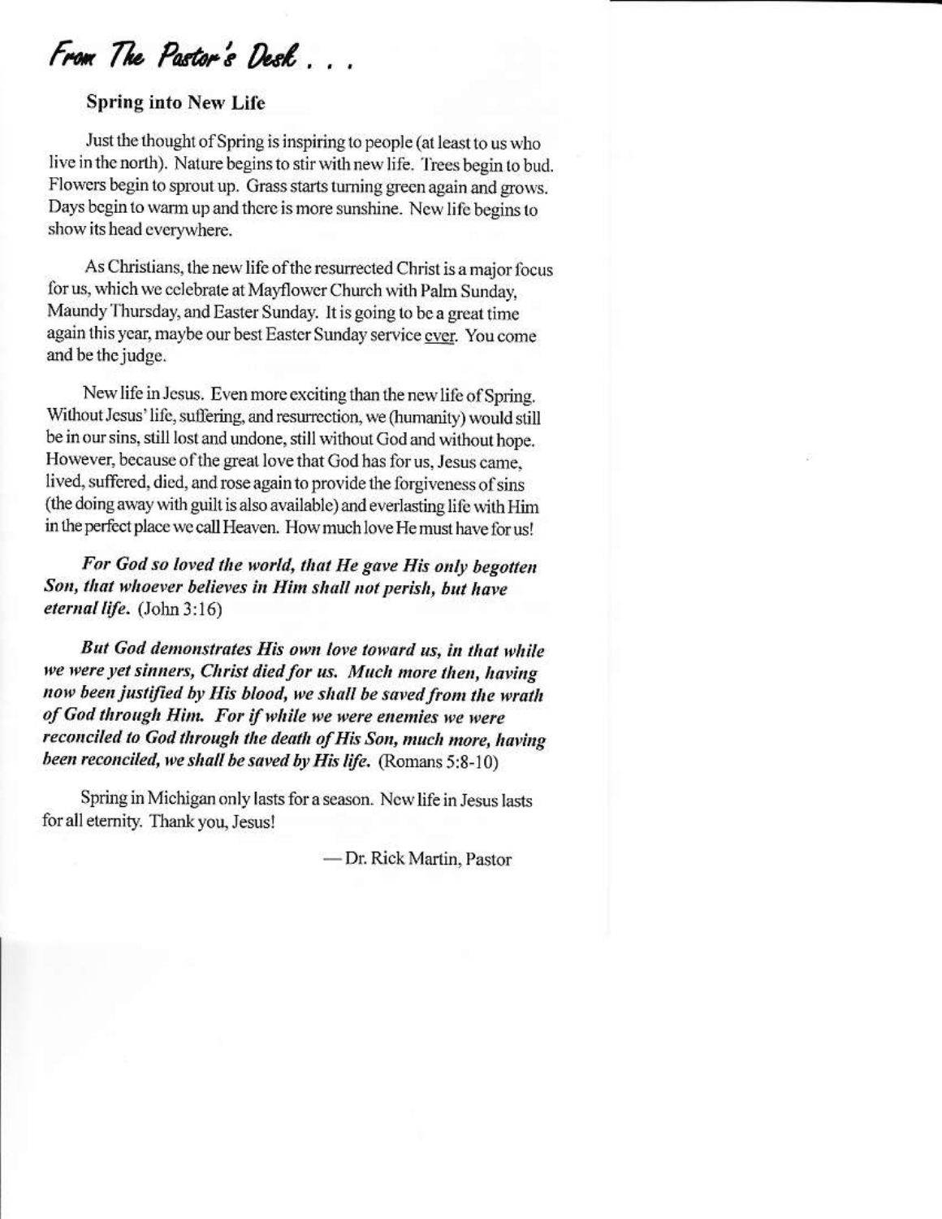# From The Pastor's Desk . . .

## Spring into New Life

Just the thought of Spring is inspiring to people (at least to us who live in the north). Nature begins to stir with new life. Trees begin to bud. Flowers begin to sprout up. Grass starts turning green again and grows. Days begin to warm up and there is more sunshine. New life begins to show its head everywhere.

As Christians, the new life of the resurrected Christ is a major focus for us, which we celebrate at Mayflower Church with Palm Sunday, Maundy Thursday, and Easter Sunday. It is going to be a great time again this year, maybe our best Easter Sunday service <u>ever</u>. You come and be the judge.

New life in Jesus. Even more exciting than the new life of Spring. Without Jesus' life, suffering, and resurrection, we (humanity) would still be in our sins, still lost and undone, still without God and without hope. However, because of the great love that God has for us, Jesus came, lived, suffered, died, and rose again to provide the forgiveness of sins (the doing away with guilt is also available) and everlasting life with Him in the perfect place we call Heaven. How much love He must have for us!

***For God so loved the world, that He gave His only begotten Son, that whoever believes in Him shall not perish, but have eternal life.*** (John 3:16)

***But God demonstrates His own love toward us, in that while we were yet sinners, Christ died for us. Much more then, having now been justified by His blood, we shall be saved from the wrath of God through Him. For if while we were enemies we were reconciled to God through the death of His Son, much more, having been reconciled, we shall be saved by His life.*** (Romans 5:8-10)

Spring in Michigan only lasts for a season. New life in Jesus lasts for all eternity. Thank you, Jesus!

— Dr. Rick Martin, Pastor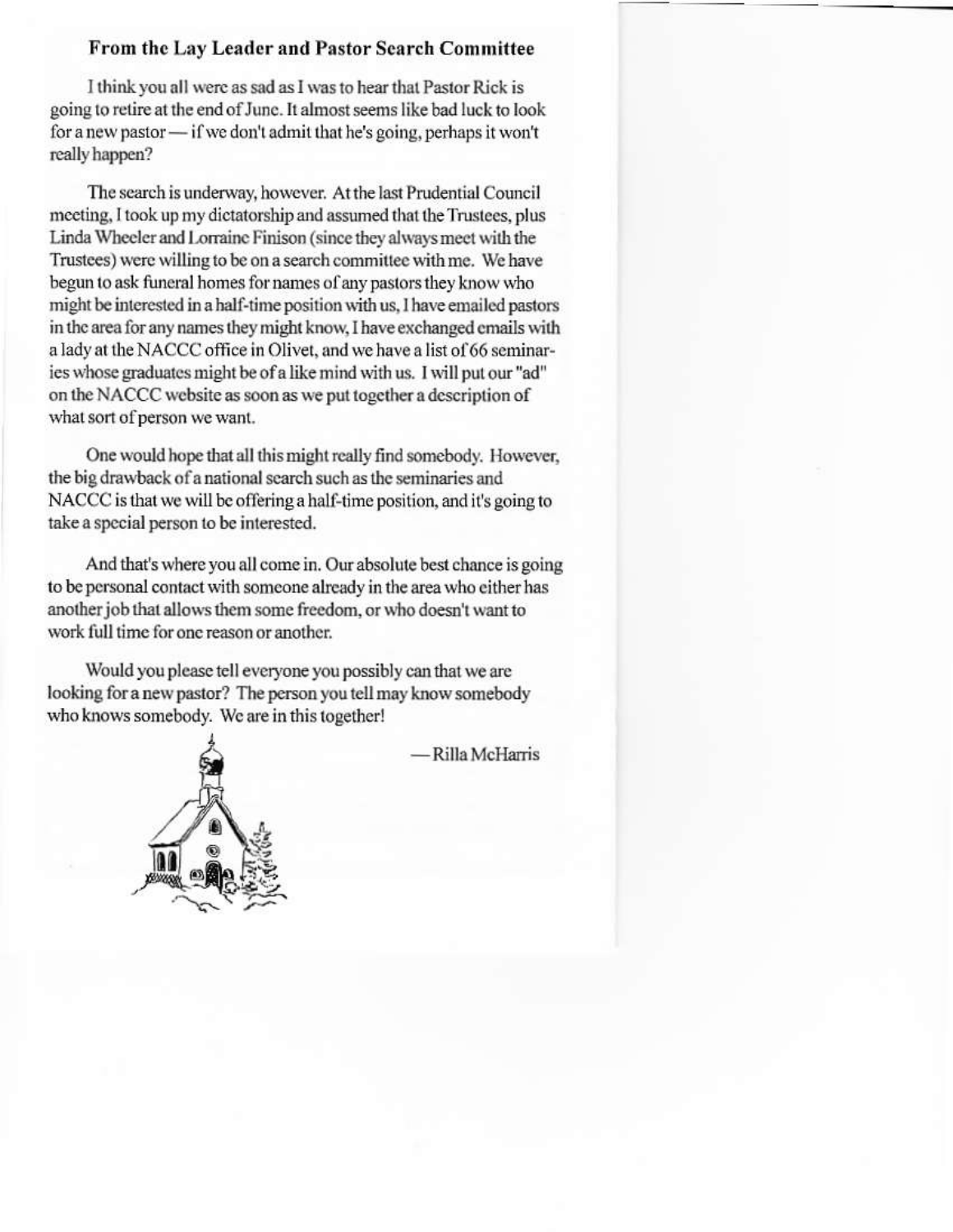## From the Lay Leader and Pastor Search Committee

I think you all were as sad as I was to hear that Pastor Rick is going to retire at the end of June. It almost seems like bad luck to look for a new pastor — if we don't admit that he's going, perhaps it won't really happen?

The search is underway, however. At the last Prudential Council meeting, I took up my dictatorship and assumed that the Trustees, plus Linda Wheeler and Lorraine Finison (since they always meet with the Trustees) were willing to be on a search committee with me. We have begun to ask funeral homes for names of any pastors they know who might be interested in a half-time position with us, I have emailed pastors in the area for any names they might know, I have exchanged emails with a lady at the NACCC office in Olivet, and we have a list of 66 seminaries whose graduates might be of a like mind with us. I will put our "ad" on the NACCC website as soon as we put together a description of what sort of person we want.

One would hope that all this might really find somebody. However, the big drawback of a national search such as the seminaries and NACCC is that we will be offering a half-time position, and it's going to take a special person to be interested.

And that's where you all come in. Our absolute best chance is going to be personal contact with someone already in the area who either has another job that allows them some freedom, or who doesn't want to work full time for one reason or another.

Would you please tell everyone you possibly can that we are looking for a new pastor? The person you tell may know somebody who knows somebody. We are in this together!

—Rilla McHarris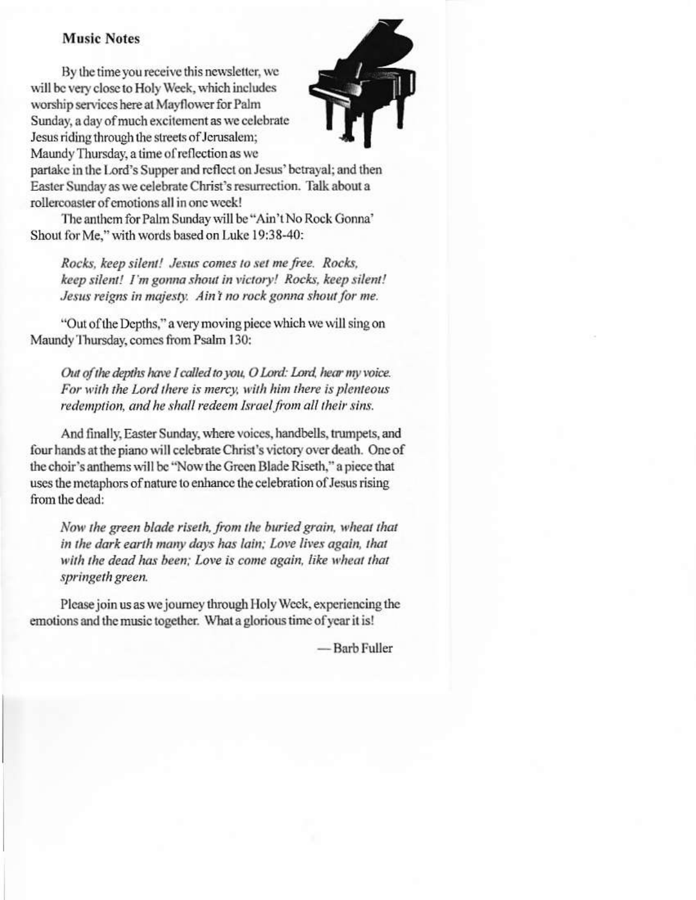## Music Notes

By the time you receive this newsletter, we will be very close to Holy Week, which includes worship services here at Mayflower for Palm Sunday, a day of much excitement as we celebrate Jesus riding through the streets of Jerusalem; Maundy Thursday, a time of reflection as we partake in the Lord's Supper and reflect on Jesus' betrayal; and then Easter Sunday as we celebrate Christ's resurrection. Talk about a rollercoaster of emotions all in one week!

The anthem for Palm Sunday will be "Ain't No Rock Gonna' Shout for Me," with words based on Luke 19:38-40:

> *Rocks, keep silent! Jesus comes to set me free. Rocks, keep silent! I'm gonna shout in victory! Rocks, keep silent! Jesus reigns in majesty. Ain't no rock gonna shout for me.*

"Out of the Depths," a very moving piece which we will sing on Maundy Thursday, comes from Psalm 130:

> *Out of the depths have I called to you, O Lord: Lord, hear my voice. For with the Lord there is mercy, with him there is plenteous redemption, and he shall redeem Israel from all their sins.*

And finally, Easter Sunday, where voices, handbells, trumpets, and four hands at the piano will celebrate Christ's victory over death. One of the choir's anthems will be "Now the Green Blade Riseth," a piece that uses the metaphors of nature to enhance the celebration of Jesus rising from the dead:

> *Now the green blade riseth, from the buried grain, wheat that in the dark earth many days has lain; Love lives again, that with the dead has been; Love is come again, like wheat that springeth green.*

Please join us as we journey through Holy Week, experiencing the emotions and the music together. What a glorious time of year it is!

— Barb Fuller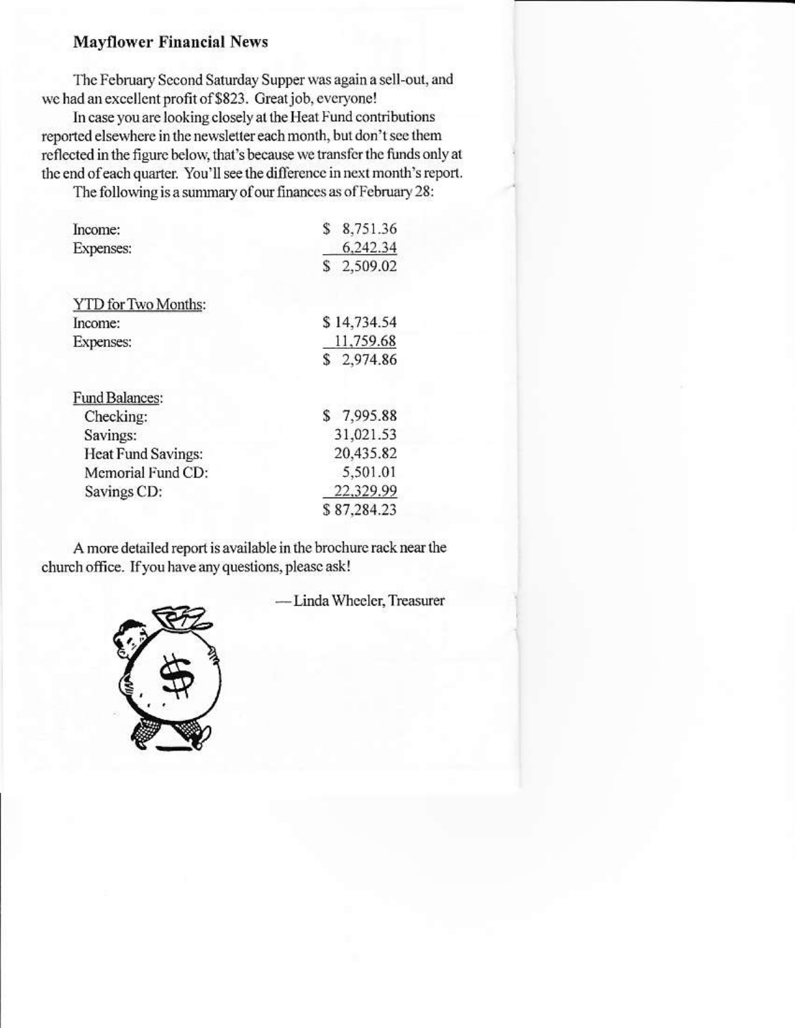## Mayflower Financial News

The February Second Saturday Supper was again a sell-out, and we had an excellent profit of $823. Great job, everyone!

In case you are looking closely at the Heat Fund contributions reported elsewhere in the newsletter each month, but don't see them reflected in the figure below, that's because we transfer the funds only at the end of each quarter. You'll see the difference in next month's report.

The following is a summary of our finances as of February 28:

| | |
|---|---|
| Income: | $ 8,751.36 |
| Expenses: | 6,242.34 |
| | $ 2,509.02 |
| | |
| YTD for Two Months: | |
| Income: | $ 14,734.54 |
| Expenses: | 11,759.68 |
| | $ 2,974.86 |
| | |
| Fund Balances: | |
| Checking: | $ 7,995.88 |
| Savings: | 31,021.53 |
| Heat Fund Savings: | 20,435.82 |
| Memorial Fund CD: | 5,501.01 |
| Savings CD: | 22,329.99 |
| | $ 87,284.23 |

A more detailed report is available in the brochure rack near the church office. If you have any questions, please ask!

—Linda Wheeler, Treasurer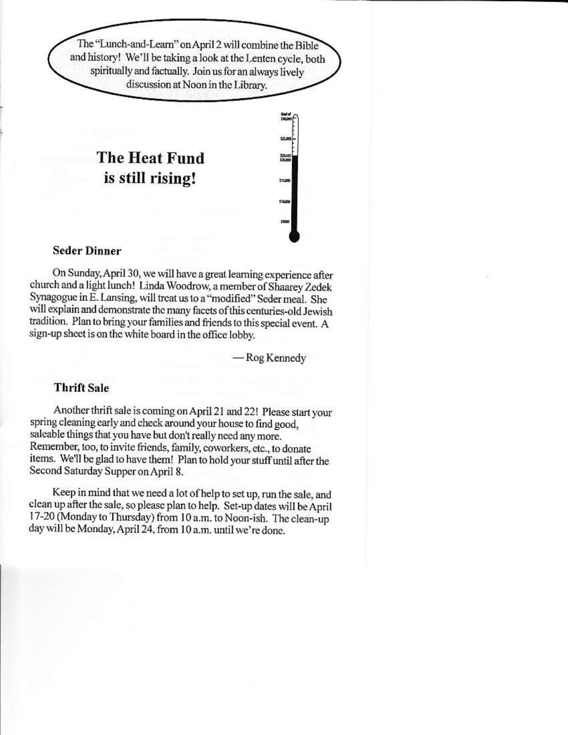The "Lunch-and-Learn" on April 2 will combine the Bible and history! We'll be taking a look at the Lenten cycle, both spiritually and factually. Join us for an always lively discussion at Noon in the Library.

## The Heat Fund is still rising!

### Seder Dinner

On Sunday, April 30, we will have a great learning experience after church and a light lunch! Linda Woodrow, a member of Shaarey Zedek Synagogue in E. Lansing, will treat us to a "modified" Seder meal. She will explain and demonstrate the many facets of this centuries-old Jewish tradition. Plan to bring your families and friends to this special event. A sign-up sheet is on the white board in the office lobby.

— Rog Kennedy

### Thrift Sale

Another thrift sale is coming on April 21 and 22! Please start your spring cleaning early and check around your house to find good, saleable things that you have but don't really need any more. Remember, too, to invite friends, family, coworkers, etc., to donate items. We'll be glad to have them! Plan to hold your stuff until after the Second Saturday Supper on April 8.

Keep in mind that we need a lot of help to set up, run the sale, and clean up after the sale, so please plan to help. Set-up dates will be April 17-20 (Monday to Thursday) from 10 a.m. to Noon-ish. The clean-up day will be Monday, April 24, from 10 a.m. until we're done.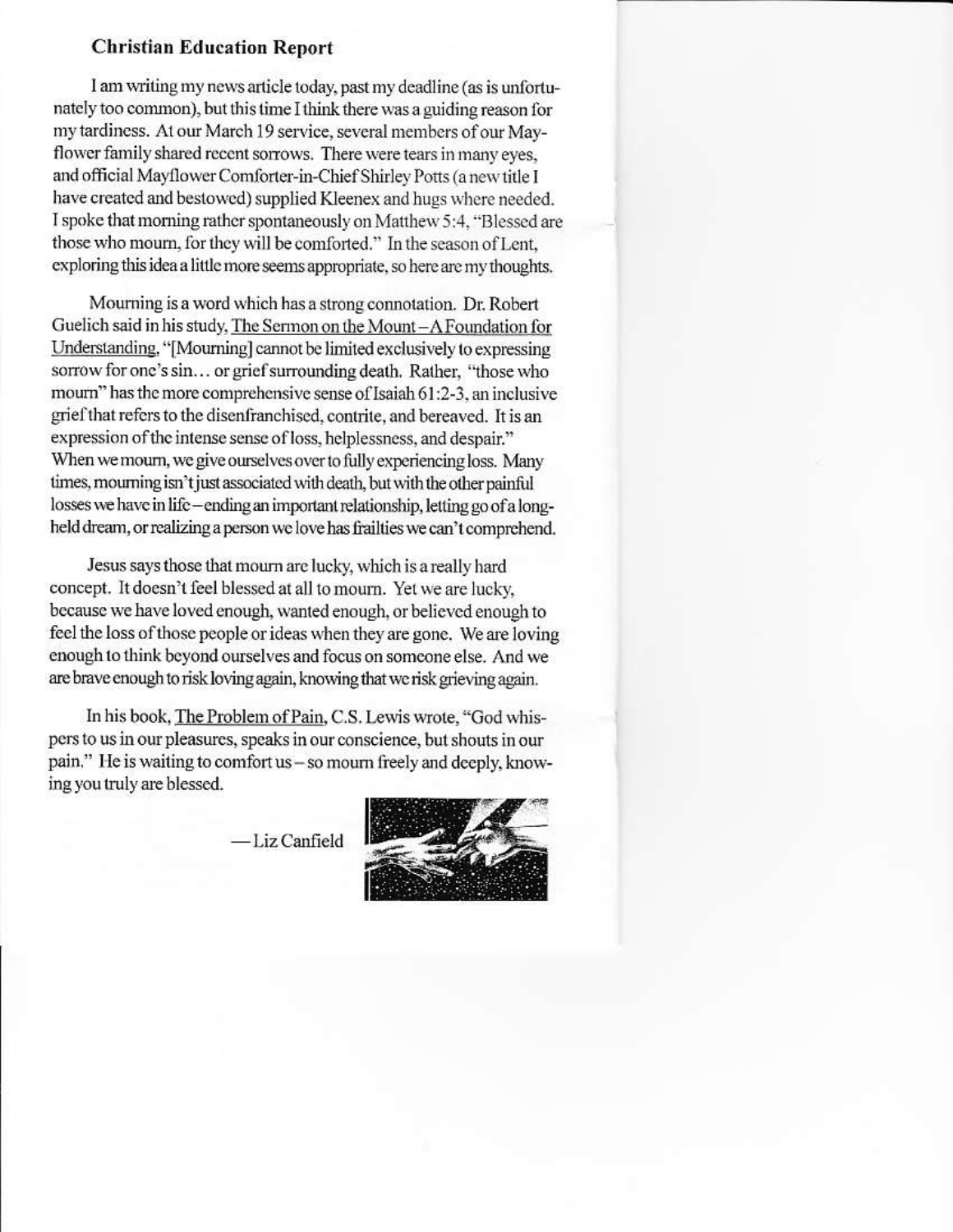## Christian Education Report

I am writing my news article today, past my deadline (as is unfortunately too common), but this time I think there was a guiding reason for my tardiness. At our March 19 service, several members of our Mayflower family shared recent sorrows. There were tears in many eyes, and official Mayflower Comforter-in-Chief Shirley Potts (a new title I have created and bestowed) supplied Kleenex and hugs where needed. I spoke that morning rather spontaneously on Matthew 5:4, "Blessed are those who mourn, for they will be comforted." In the season of Lent, exploring this idea a little more seems appropriate, so here are my thoughts.

Mourning is a word which has a strong connotation. Dr. Robert Guelich said in his study, The Sermon on the Mount – A Foundation for Understanding, "[Mourning] cannot be limited exclusively to expressing sorrow for one's sin… or grief surrounding death. Rather, "those who mourn" has the more comprehensive sense of Isaiah 61:2-3, an inclusive grief that refers to the disenfranchised, contrite, and bereaved. It is an expression of the intense sense of loss, helplessness, and despair." When we mourn, we give ourselves over to fully experiencing loss. Many times, mourning isn't just associated with death, but with the other painful losses we have in life – ending an important relationship, letting go of a long-held dream, or realizing a person we love has frailties we can't comprehend.

Jesus says those that mourn are lucky, which is a really hard concept. It doesn't feel blessed at all to mourn. Yet we are lucky, because we have loved enough, wanted enough, or believed enough to feel the loss of those people or ideas when they are gone. We are loving enough to think beyond ourselves and focus on someone else. And we are brave enough to risk loving again, knowing that we risk grieving again.

In his book, The Problem of Pain, C.S. Lewis wrote, "God whispers to us in our pleasures, speaks in our conscience, but shouts in our pain." He is waiting to comfort us – so mourn freely and deeply, knowing you truly are blessed.

—Liz Canfield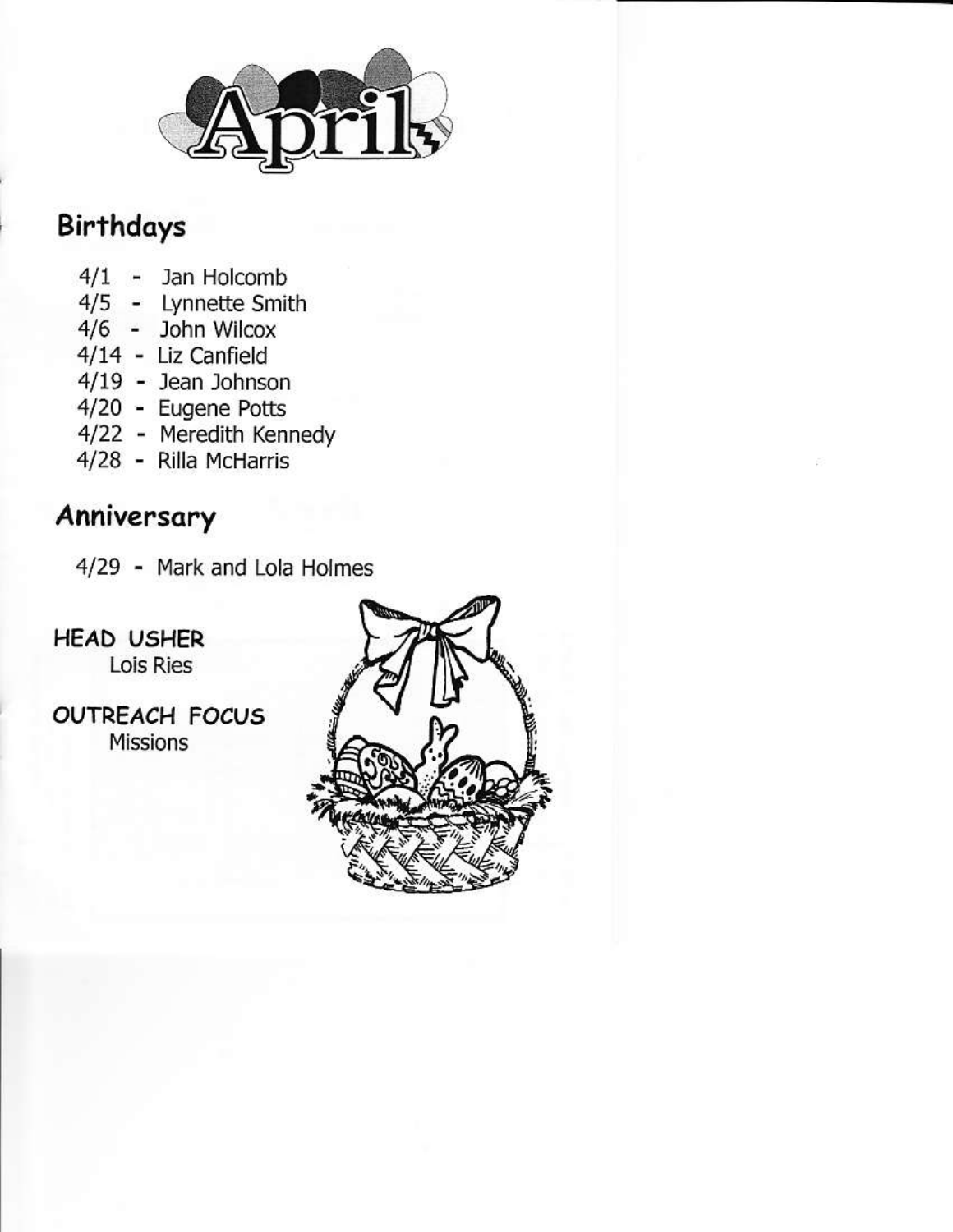# April

## Birthdays

- 4/1 - Jan Holcomb
- 4/5 - Lynnette Smith
- 4/6 - John Wilcox
- 4/14 - Liz Canfield
- 4/19 - Jean Johnson
- 4/20 - Eugene Potts
- 4/22 - Meredith Kennedy
- 4/28 - Rilla McHarris

## Anniversary

- 4/29 - Mark and Lola Holmes

**HEAD USHER**
Lois Ries

**OUTREACH FOCUS**
Missions